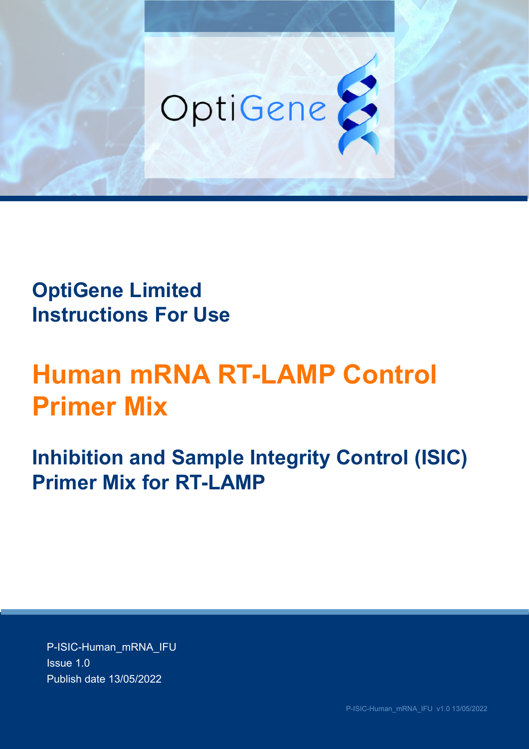OptiGene

**OptiGene Limited**
**Instructions For Use**

# Human mRNA RT-LAMP Control Primer Mix

## Inhibition and Sample Integrity Control (ISIC) Primer Mix for RT-LAMP

P-ISIC-Human_mRNA_IFU
Issue 1.0
Publish date 13/05/2022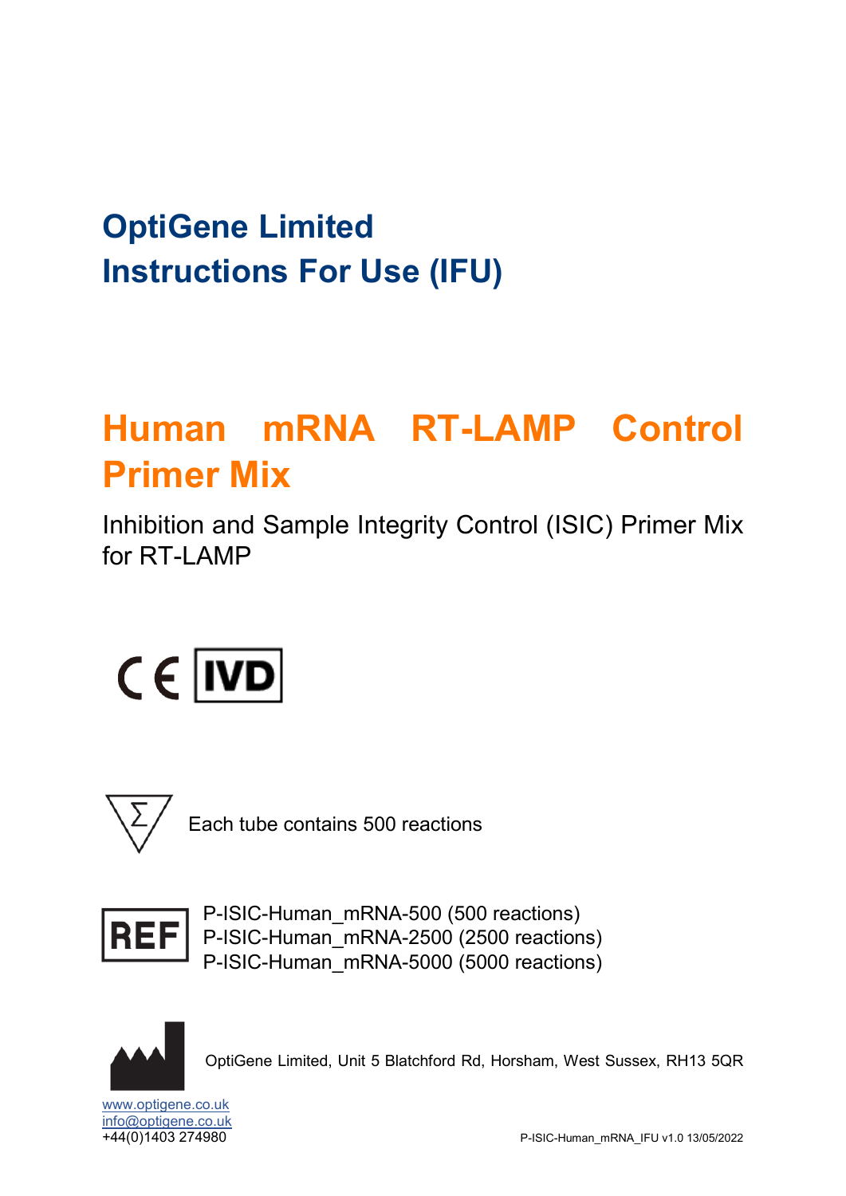# OptiGene Limited
# Instructions For Use (IFU)

# Human mRNA RT-LAMP Control Primer Mix

Inhibition and Sample Integrity Control (ISIC) Primer Mix for RT-LAMP

CE IVD

Each tube contains 500 reactions

REF
P-ISIC-Human_mRNA-500 (500 reactions)
P-ISIC-Human_mRNA-2500 (2500 reactions)
P-ISIC-Human_mRNA-5000 (5000 reactions)

OptiGene Limited, Unit 5 Blatchford Rd, Horsham, West Sussex, RH13 5QR

www.optigene.co.uk
info@optigene.co.uk
+44(0)1403 274980

P-ISIC-Human_mRNA_IFU v1.0 13/05/2022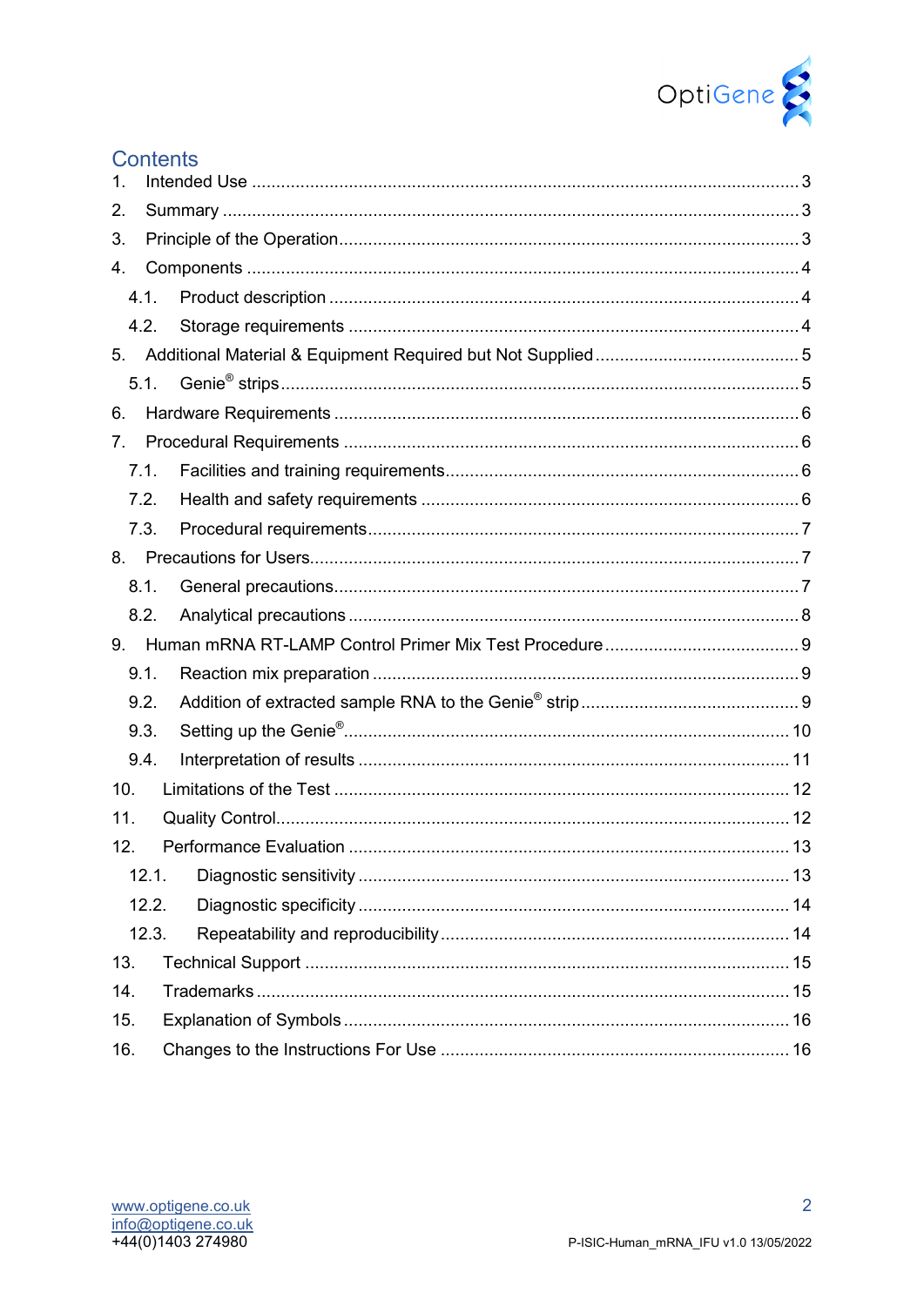# Contents

1. Intended Use ........................................................................................................ 3
2. Summary ............................................................................................................. 3
3. Principle of the Operation..................................................................................... 3
4. Components ........................................................................................................ 4
   - 4.1. Product description ........................................................................................ 4
   - 4.2. Storage requirements ..................................................................................... 4
5. Additional Material & Equipment Required but Not Supplied ................................. 5
   - 5.1. Genie® strips ................................................................................................. 5
6. Hardware Requirements ....................................................................................... 6
7. Procedural Requirements ..................................................................................... 6
   - 7.1. Facilities and training requirements ................................................................. 6
   - 7.2. Health and safety requirements ...................................................................... 6
   - 7.3. Procedural requirements ................................................................................. 7
8. Precautions for Users ........................................................................................... 7
   - 8.1. General precautions ....................................................................................... 7
   - 8.2. Analytical precautions .................................................................................... 8
9. Human mRNA RT-LAMP Control Primer Mix Test Procedure ................................ 9
   - 9.1. Reaction mix preparation ................................................................................ 9
   - 9.2. Addition of extracted sample RNA to the Genie® strip ...................................... 9
   - 9.3. Setting up the Genie® ..................................................................................... 10
   - 9.4. Interpretation of results ................................................................................... 11
10. Limitations of the Test .......................................................................................... 12
11. Quality Control ..................................................................................................... 12
12. Performance Evaluation ........................................................................................ 13
    - 12.1. Diagnostic sensitivity ..................................................................................... 13
    - 12.2. Diagnostic specificity ..................................................................................... 14
    - 12.3. Repeatability and reproducibility ..................................................................... 14
13. Technical Support ................................................................................................. 15
14. Trademarks .......................................................................................................... 15
15. Explanation of Symbols ........................................................................................ 16
16. Changes to the Instructions For Use ..................................................................... 16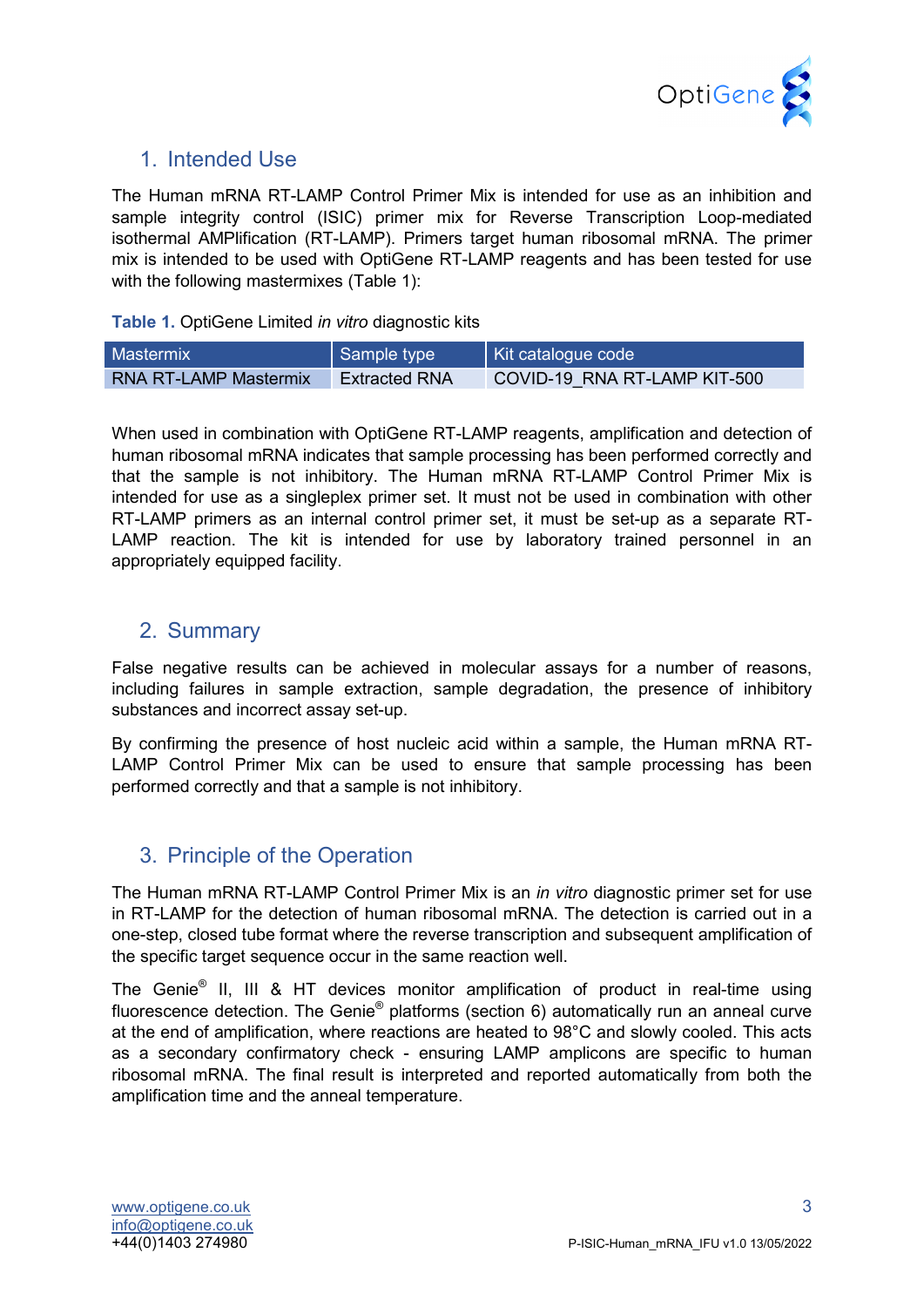## 1. Intended Use

The Human mRNA RT-LAMP Control Primer Mix is intended for use as an inhibition and sample integrity control (ISIC) primer mix for Reverse Transcription Loop-mediated isothermal AMPlification (RT-LAMP). Primers target human ribosomal mRNA. The primer mix is intended to be used with OptiGene RT-LAMP reagents and has been tested for use with the following mastermixes (Table 1):

**Table 1.** OptiGene Limited *in vitro* diagnostic kits

| Mastermix | Sample type | Kit catalogue code |
| --- | --- | --- |
| RNA RT-LAMP Mastermix | Extracted RNA | COVID-19_RNA RT-LAMP KIT-500 |

When used in combination with OptiGene RT-LAMP reagents, amplification and detection of human ribosomal mRNA indicates that sample processing has been performed correctly and that the sample is not inhibitory. The Human mRNA RT-LAMP Control Primer Mix is intended for use as a singleplex primer set. It must not be used in combination with other RT-LAMP primers as an internal control primer set, it must be set-up as a separate RT-LAMP reaction. The kit is intended for use by laboratory trained personnel in an appropriately equipped facility.

## 2. Summary

False negative results can be achieved in molecular assays for a number of reasons, including failures in sample extraction, sample degradation, the presence of inhibitory substances and incorrect assay set-up.

By confirming the presence of host nucleic acid within a sample, the Human mRNA RT-LAMP Control Primer Mix can be used to ensure that sample processing has been performed correctly and that a sample is not inhibitory.

## 3. Principle of the Operation

The Human mRNA RT-LAMP Control Primer Mix is an *in vitro* diagnostic primer set for use in RT-LAMP for the detection of human ribosomal mRNA. The detection is carried out in a one-step, closed tube format where the reverse transcription and subsequent amplification of the specific target sequence occur in the same reaction well.

The Genie® II, III & HT devices monitor amplification of product in real-time using fluorescence detection. The Genie® platforms (section 6) automatically run an anneal curve at the end of amplification, where reactions are heated to 98°C and slowly cooled. This acts as a secondary confirmatory check - ensuring LAMP amplicons are specific to human ribosomal mRNA. The final result is interpreted and reported automatically from both the amplification time and the anneal temperature.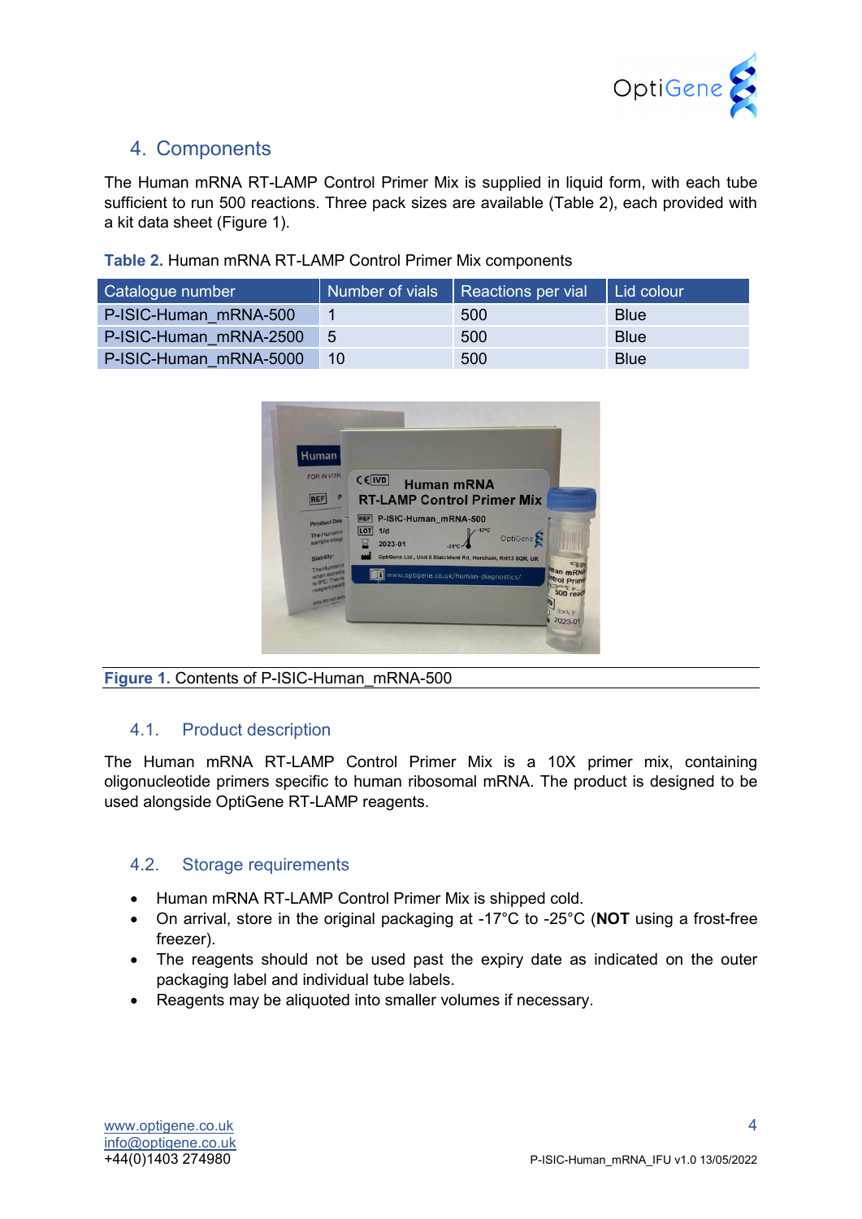## 4. Components

The Human mRNA RT-LAMP Control Primer Mix is supplied in liquid form, with each tube sufficient to run 500 reactions. Three pack sizes are available (Table 2), each provided with a kit data sheet (Figure 1).

**Table 2.** Human mRNA RT-LAMP Control Primer Mix components

| Catalogue number | Number of vials | Reactions per vial | Lid colour |
|---|---|---|---|
| P-ISIC-Human_mRNA-500 | 1 | 500 | Blue |
| P-ISIC-Human_mRNA-2500 | 5 | 500 | Blue |
| P-ISIC-Human_mRNA-5000 | 10 | 500 | Blue |

**Figure 1.** Contents of P-ISIC-Human_mRNA-500

### 4.1. Product description

The Human mRNA RT-LAMP Control Primer Mix is a 10X primer mix, containing oligonucleotide primers specific to human ribosomal mRNA. The product is designed to be used alongside OptiGene RT-LAMP reagents.

### 4.2. Storage requirements

- Human mRNA RT-LAMP Control Primer Mix is shipped cold.
- On arrival, store in the original packaging at -17°C to -25°C (**NOT** using a frost-free freezer).
- The reagents should not be used past the expiry date as indicated on the outer packaging label and individual tube labels.
- Reagents may be aliquoted into smaller volumes if necessary.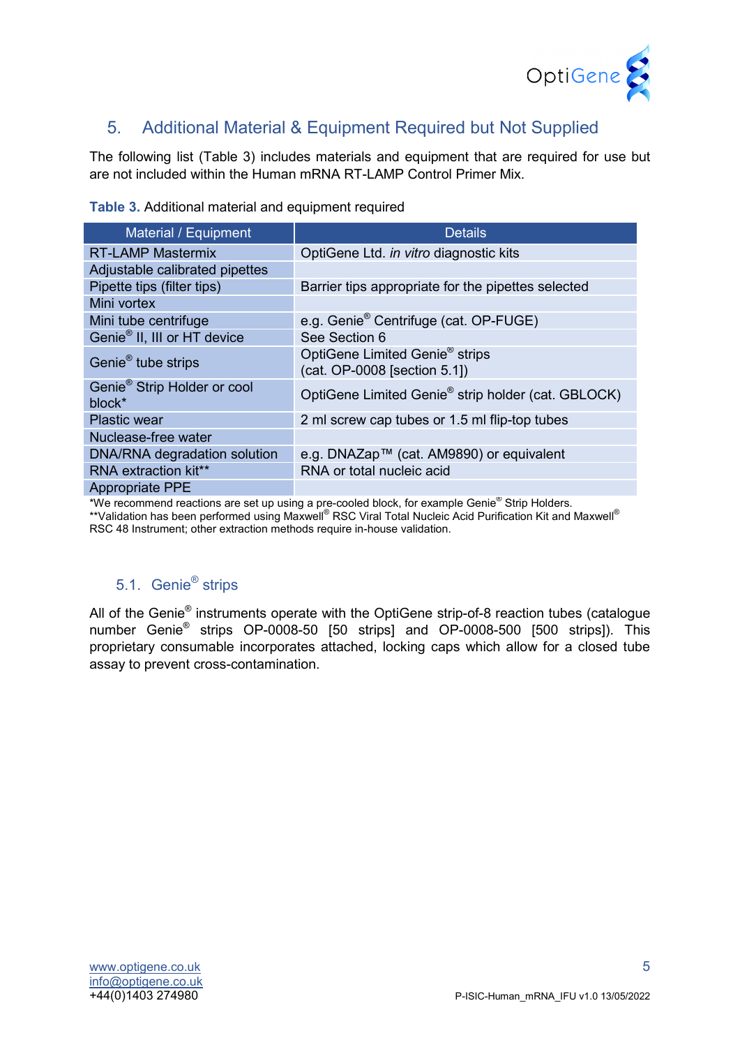## 5. Additional Material & Equipment Required but Not Supplied

The following list (Table 3) includes materials and equipment that are required for use but are not included within the Human mRNA RT-LAMP Control Primer Mix.

**Table 3.** Additional material and equipment required

| Material / Equipment | Details |
|---|---|
| RT-LAMP Mastermix | OptiGene Ltd. *in vitro* diagnostic kits |
| Adjustable calibrated pipettes | |
| Pipette tips (filter tips) | Barrier tips appropriate for the pipettes selected |
| Mini vortex | |
| Mini tube centrifuge | e.g. Genie® Centrifuge (cat. OP-FUGE) |
| Genie® II, III or HT device | See Section 6 |
| Genie® tube strips | OptiGene Limited Genie® strips (cat. OP-0008 [section 5.1]) |
| Genie® Strip Holder or cool block* | OptiGene Limited Genie® strip holder (cat. GBLOCK) |
| Plastic wear | 2 ml screw cap tubes or 1.5 ml flip-top tubes |
| Nuclease-free water | |
| DNA/RNA degradation solution | e.g. DNAZap™ (cat. AM9890) or equivalent |
| RNA extraction kit** | RNA or total nucleic acid |
| Appropriate PPE | |

*We recommend reactions are set up using a pre-cooled block, for example Genie® Strip Holders.
**Validation has been performed using Maxwell® RSC Viral Total Nucleic Acid Purification Kit and Maxwell® RSC 48 Instrument; other extraction methods require in-house validation.

### 5.1. Genie® strips

All of the Genie® instruments operate with the OptiGene strip-of-8 reaction tubes (catalogue number Genie® strips OP-0008-50 [50 strips] and OP-0008-500 [500 strips]). This proprietary consumable incorporates attached, locking caps which allow for a closed tube assay to prevent cross-contamination.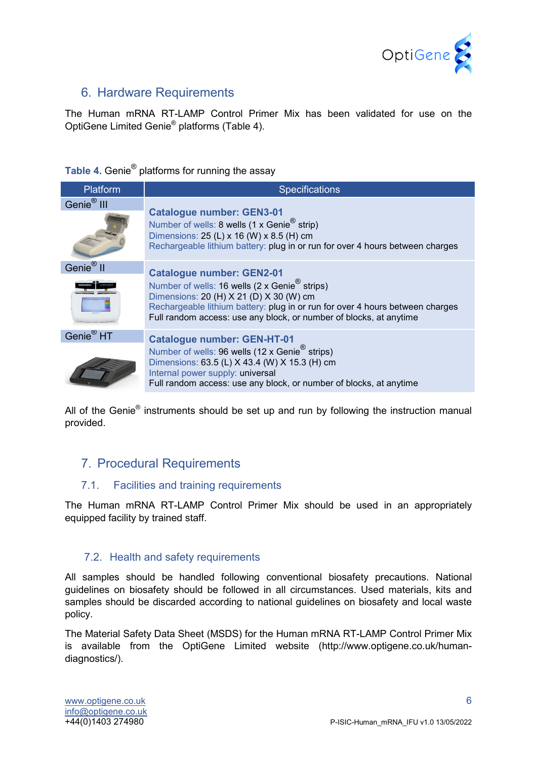## 6. Hardware Requirements

The Human mRNA RT-LAMP Control Primer Mix has been validated for use on the OptiGene Limited Genie® platforms (Table 4).

**Table 4.** Genie® platforms for running the assay

| Platform | Specifications |
| --- | --- |
| Genie® III | **Catalogue number: GEN3-01**<br>Number of wells: 8 wells (1 x Genie® strip)<br>Dimensions: 25 (L) x 16 (W) x 8.5 (H) cm<br>Rechargeable lithium battery: plug in or run for over 4 hours between charges |
| Genie® II | **Catalogue number: GEN2-01**<br>Number of wells: 16 wells (2 x Genie® strips)<br>Dimensions: 20 (H) X 21 (D) X 30 (W) cm<br>Rechargeable lithium battery: plug in or run for over 4 hours between charges<br>Full random access: use any block, or number of blocks, at anytime |
| Genie® HT | **Catalogue number: GEN-HT-01**<br>Number of wells: 96 wells (12 x Genie® strips)<br>Dimensions: 63.5 (L) X 43.4 (W) X 15.3 (H) cm<br>Internal power supply: universal<br>Full random access: use any block, or number of blocks, at anytime |

All of the Genie® instruments should be set up and run by following the instruction manual provided.

## 7. Procedural Requirements

### 7.1. Facilities and training requirements

The Human mRNA RT-LAMP Control Primer Mix should be used in an appropriately equipped facility by trained staff.

### 7.2. Health and safety requirements

All samples should be handled following conventional biosafety precautions. National guidelines on biosafety should be followed in all circumstances. Used materials, kits and samples should be discarded according to national guidelines on biosafety and local waste policy.

The Material Safety Data Sheet (MSDS) for the Human mRNA RT-LAMP Control Primer Mix is available from the OptiGene Limited website (http://www.optigene.co.uk/human-diagnostics/).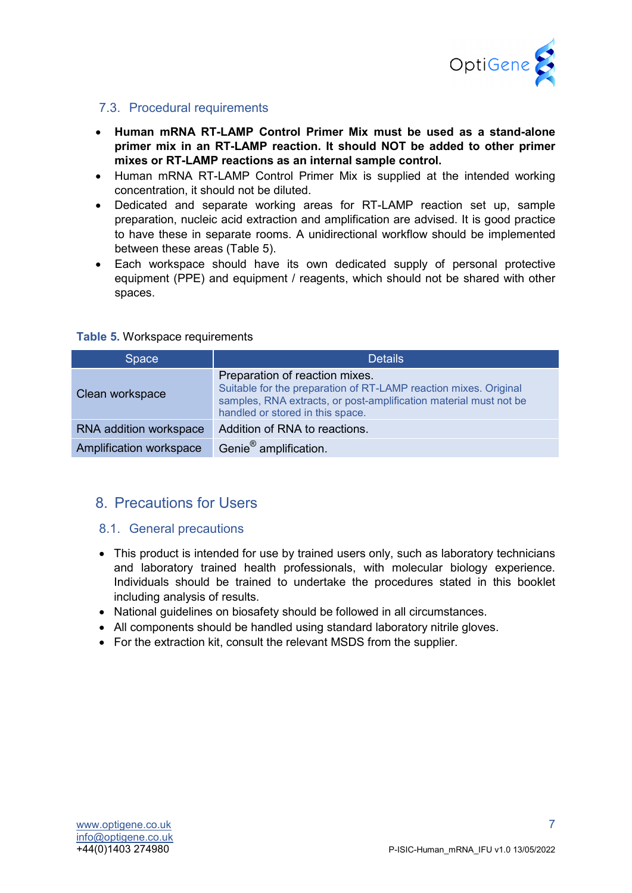### 7.3. Procedural requirements

- **Human mRNA RT-LAMP Control Primer Mix must be used as a stand-alone primer mix in an RT-LAMP reaction. It should NOT be added to other primer mixes or RT-LAMP reactions as an internal sample control.**
- Human mRNA RT-LAMP Control Primer Mix is supplied at the intended working concentration, it should not be diluted.
- Dedicated and separate working areas for RT-LAMP reaction set up, sample preparation, nucleic acid extraction and amplification are advised. It is good practice to have these in separate rooms. A unidirectional workflow should be implemented between these areas (Table 5).
- Each workspace should have its own dedicated supply of personal protective equipment (PPE) and equipment / reagents, which should not be shared with other spaces.

**Table 5.** Workspace requirements

| Space | Details |
| --- | --- |
| Clean workspace | Preparation of reaction mixes. Suitable for the preparation of RT-LAMP reaction mixes. Original samples, RNA extracts, or post-amplification material must not be handled or stored in this space. |
| RNA addition workspace | Addition of RNA to reactions. |
| Amplification workspace | Genie® amplification. |

## 8. Precautions for Users

### 8.1. General precautions

- This product is intended for use by trained users only, such as laboratory technicians and laboratory trained health professionals, with molecular biology experience. Individuals should be trained to undertake the procedures stated in this booklet including analysis of results.
- National guidelines on biosafety should be followed in all circumstances.
- All components should be handled using standard laboratory nitrile gloves.
- For the extraction kit, consult the relevant MSDS from the supplier.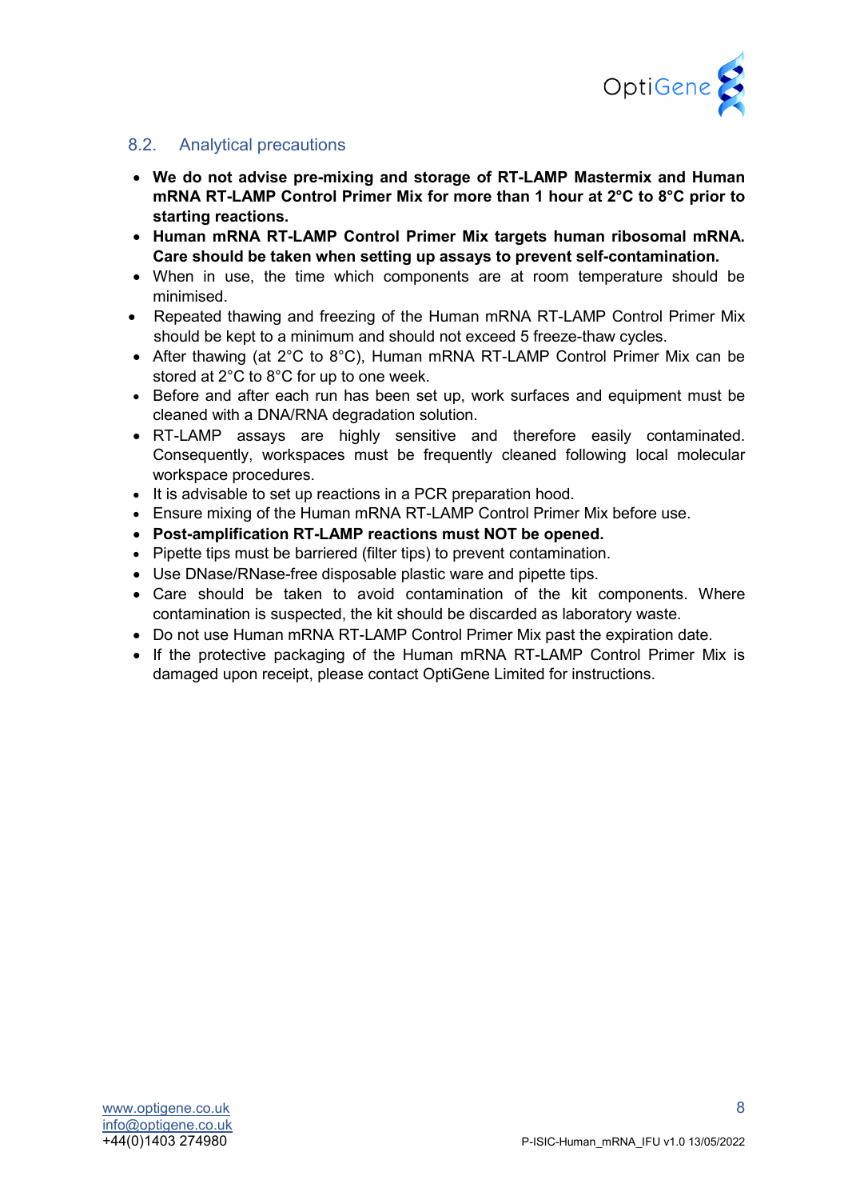### 8.2. Analytical precautions

- **We do not advise pre-mixing and storage of RT-LAMP Mastermix and Human mRNA RT-LAMP Control Primer Mix for more than 1 hour at 2°C to 8°C prior to starting reactions.**
- **Human mRNA RT-LAMP Control Primer Mix targets human ribosomal mRNA. Care should be taken when setting up assays to prevent self-contamination.**
- When in use, the time which components are at room temperature should be minimised.
- Repeated thawing and freezing of the Human mRNA RT-LAMP Control Primer Mix should be kept to a minimum and should not exceed 5 freeze-thaw cycles.
- After thawing (at 2°C to 8°C), Human mRNA RT-LAMP Control Primer Mix can be stored at 2°C to 8°C for up to one week.
- Before and after each run has been set up, work surfaces and equipment must be cleaned with a DNA/RNA degradation solution.
- RT-LAMP assays are highly sensitive and therefore easily contaminated. Consequently, workspaces must be frequently cleaned following local molecular workspace procedures.
- It is advisable to set up reactions in a PCR preparation hood.
- Ensure mixing of the Human mRNA RT-LAMP Control Primer Mix before use.
- **Post-amplification RT-LAMP reactions must NOT be opened.**
- Pipette tips must be barriered (filter tips) to prevent contamination.
- Use DNase/RNase-free disposable plastic ware and pipette tips.
- Care should be taken to avoid contamination of the kit components. Where contamination is suspected, the kit should be discarded as laboratory waste.
- Do not use Human mRNA RT-LAMP Control Primer Mix past the expiration date.
- If the protective packaging of the Human mRNA RT-LAMP Control Primer Mix is damaged upon receipt, please contact OptiGene Limited for instructions.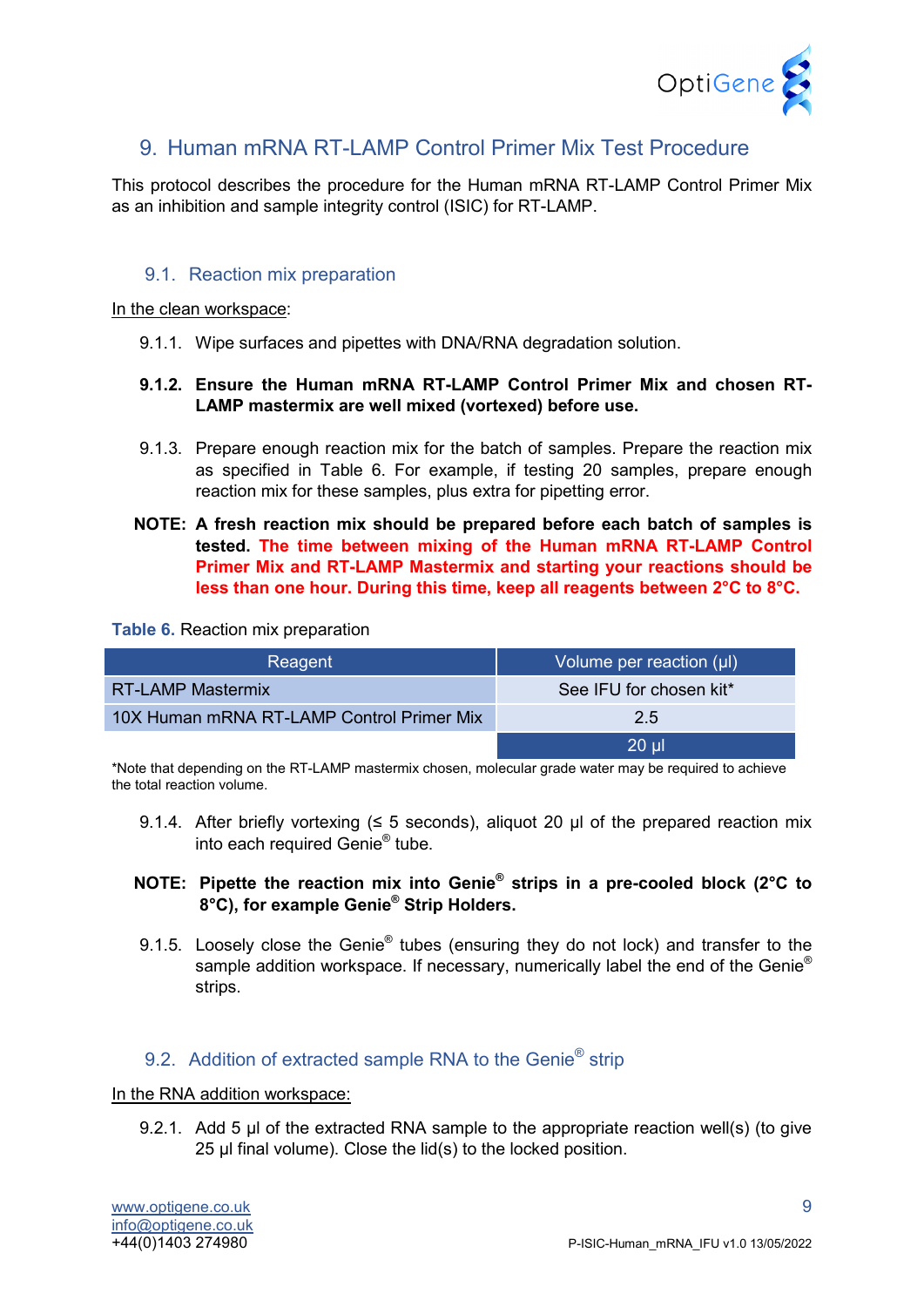## 9. Human mRNA RT-LAMP Control Primer Mix Test Procedure

This protocol describes the procedure for the Human mRNA RT-LAMP Control Primer Mix as an inhibition and sample integrity control (ISIC) for RT-LAMP.

### 9.1. Reaction mix preparation

In the clean workspace:

9.1.1. Wipe surfaces and pipettes with DNA/RNA degradation solution.

**9.1.2. Ensure the Human mRNA RT-LAMP Control Primer Mix and chosen RT-LAMP mastermix are well mixed (vortexed) before use.**

9.1.3. Prepare enough reaction mix for the batch of samples. Prepare the reaction mix as specified in Table 6. For example, if testing 20 samples, prepare enough reaction mix for these samples, plus extra for pipetting error.

**NOTE: A fresh reaction mix should be prepared before each batch of samples is tested. The time between mixing of the Human mRNA RT-LAMP Control Primer Mix and RT-LAMP Mastermix and starting your reactions should be less than one hour. During this time, keep all reagents between 2°C to 8°C.**

**Table 6.** Reaction mix preparation

| Reagent | Volume per reaction (µl) |
|---|---|
| RT-LAMP Mastermix | See IFU for chosen kit* |
| 10X Human mRNA RT-LAMP Control Primer Mix | 2.5 |
| | 20 µl |

*Note that depending on the RT-LAMP mastermix chosen, molecular grade water may be required to achieve the total reaction volume.

9.1.4. After briefly vortexing (≤ 5 seconds), aliquot 20 µl of the prepared reaction mix into each required Genie® tube.

**NOTE: Pipette the reaction mix into Genie® strips in a pre-cooled block (2°C to 8°C), for example Genie® Strip Holders.**

9.1.5. Loosely close the Genie® tubes (ensuring they do not lock) and transfer to the sample addition workspace. If necessary, numerically label the end of the Genie® strips.

### 9.2. Addition of extracted sample RNA to the Genie® strip

In the RNA addition workspace:

9.2.1. Add 5 µl of the extracted RNA sample to the appropriate reaction well(s) (to give 25 µl final volume). Close the lid(s) to the locked position.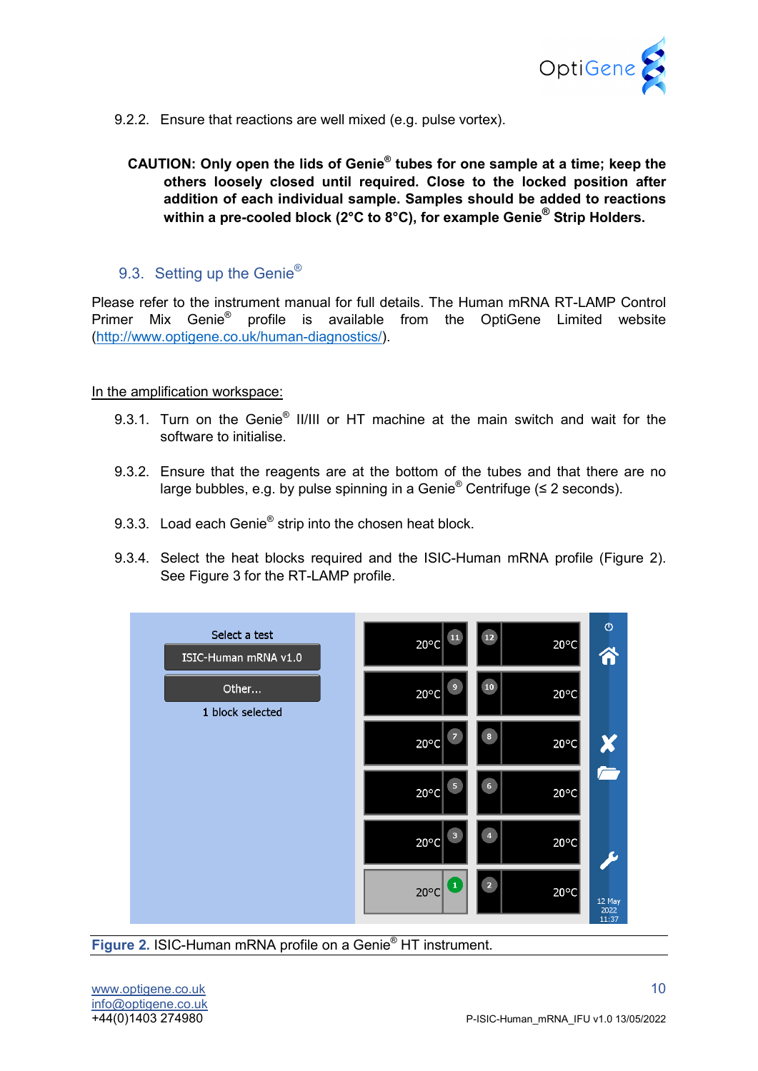9.2.2. Ensure that reactions are well mixed (e.g. pulse vortex).

**CAUTION: Only open the lids of Genie® tubes for one sample at a time; keep the others loosely closed until required. Close to the locked position after addition of each individual sample. Samples should be added to reactions within a pre-cooled block (2°C to 8°C), for example Genie® Strip Holders.**

## 9.3. Setting up the Genie®

Please refer to the instrument manual for full details. The Human mRNA RT-LAMP Control Primer Mix Genie® profile is available from the OptiGene Limited website (http://www.optigene.co.uk/human-diagnostics/).

In the amplification workspace:

9.3.1. Turn on the Genie® II/III or HT machine at the main switch and wait for the software to initialise.

9.3.2. Ensure that the reagents are at the bottom of the tubes and that there are no large bubbles, e.g. by pulse spinning in a Genie® Centrifuge (≤ 2 seconds).

9.3.3. Load each Genie® strip into the chosen heat block.

9.3.4. Select the heat blocks required and the ISIC-Human mRNA profile (Figure 2). See Figure 3 for the RT-LAMP profile.

**Figure 2.** ISIC-Human mRNA profile on a Genie® HT instrument.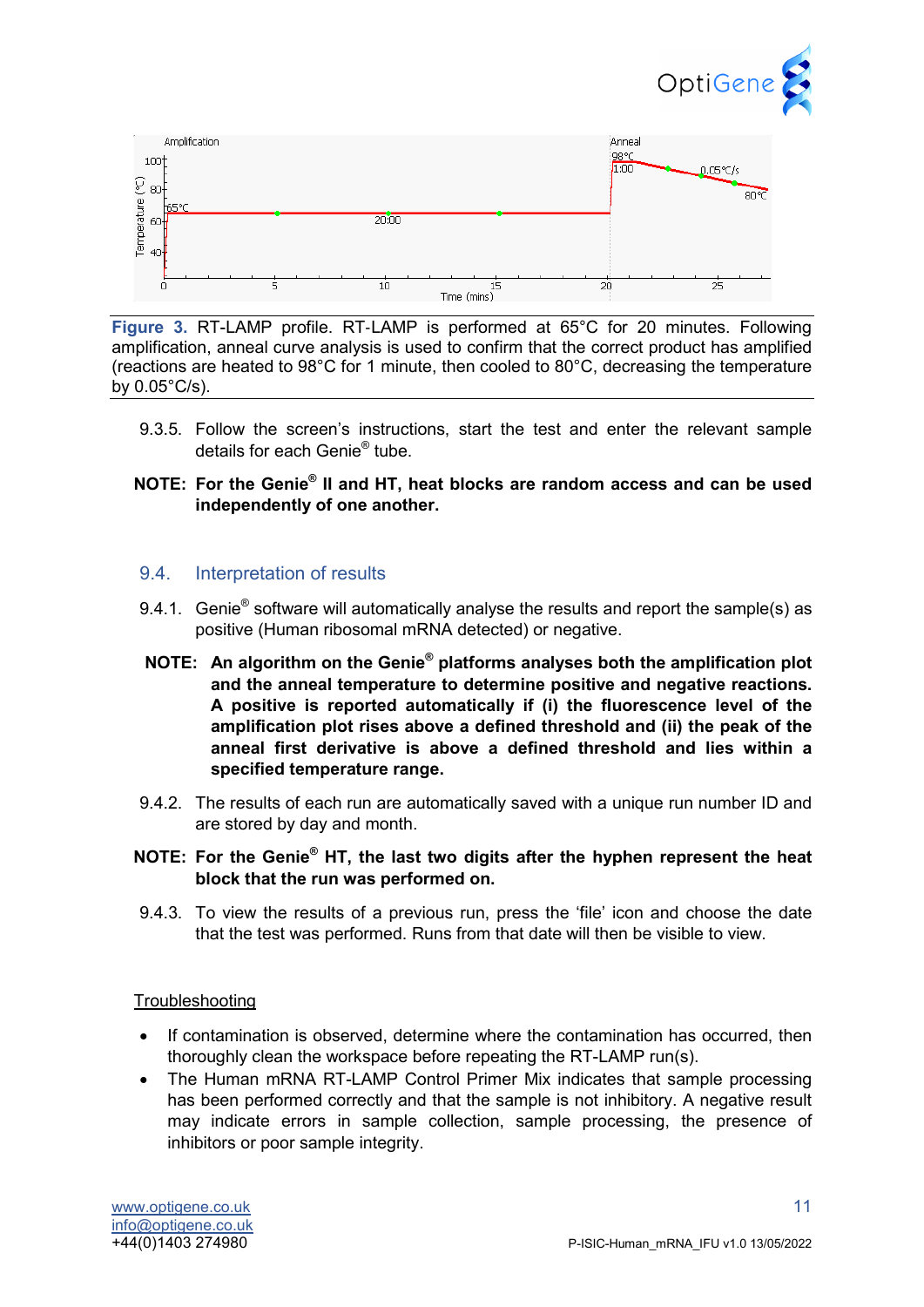Figure 3. RT-LAMP profile. RT-LAMP is performed at 65°C for 20 minutes. Following amplification, anneal curve analysis is used to confirm that the correct product has amplified (reactions are heated to 98°C for 1 minute, then cooled to 80°C, decreasing the temperature by 0.05°C/s).

9.3.5. Follow the screen's instructions, start the test and enter the relevant sample details for each Genie® tube.

**NOTE: For the Genie® II and HT, heat blocks are random access and can be used independently of one another.**

## 9.4. Interpretation of results

9.4.1. Genie® software will automatically analyse the results and report the sample(s) as positive (Human ribosomal mRNA detected) or negative.

**NOTE: An algorithm on the Genie® platforms analyses both the amplification plot and the anneal temperature to determine positive and negative reactions. A positive is reported automatically if (i) the fluorescence level of the amplification plot rises above a defined threshold and (ii) the peak of the anneal first derivative is above a defined threshold and lies within a specified temperature range.**

9.4.2. The results of each run are automatically saved with a unique run number ID and are stored by day and month.

**NOTE: For the Genie® HT, the last two digits after the hyphen represent the heat block that the run was performed on.**

9.4.3. To view the results of a previous run, press the 'file' icon and choose the date that the test was performed. Runs from that date will then be visible to view.

Troubleshooting

- If contamination is observed, determine where the contamination has occurred, then thoroughly clean the workspace before repeating the RT-LAMP run(s).
- The Human mRNA RT-LAMP Control Primer Mix indicates that sample processing has been performed correctly and that the sample is not inhibitory. A negative result may indicate errors in sample collection, sample processing, the presence of inhibitors or poor sample integrity.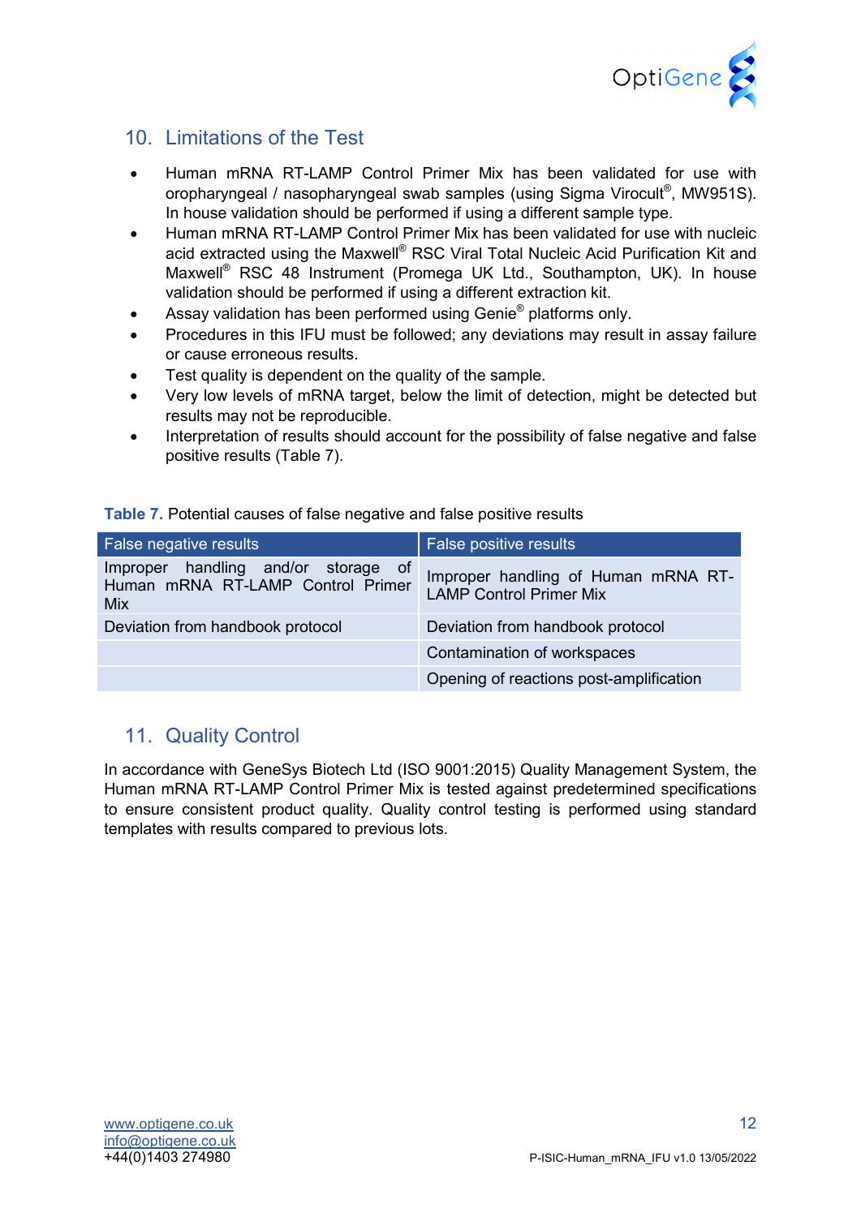## 10. Limitations of the Test

- Human mRNA RT-LAMP Control Primer Mix has been validated for use with oropharyngeal / nasopharyngeal swab samples (using Sigma Virocult®, MW951S). In house validation should be performed if using a different sample type.
- Human mRNA RT-LAMP Control Primer Mix has been validated for use with nucleic acid extracted using the Maxwell® RSC Viral Total Nucleic Acid Purification Kit and Maxwell® RSC 48 Instrument (Promega UK Ltd., Southampton, UK). In house validation should be performed if using a different extraction kit.
- Assay validation has been performed using Genie® platforms only.
- Procedures in this IFU must be followed; any deviations may result in assay failure or cause erroneous results.
- Test quality is dependent on the quality of the sample.
- Very low levels of mRNA target, below the limit of detection, might be detected but results may not be reproducible.
- Interpretation of results should account for the possibility of false negative and false positive results (Table 7).

**Table 7.** Potential causes of false negative and false positive results

| False negative results | False positive results |
|---|---|
| Improper handling and/or storage of Human mRNA RT-LAMP Control Primer Mix | Improper handling of Human mRNA RT-LAMP Control Primer Mix |
| Deviation from handbook protocol | Deviation from handbook protocol |
| | Contamination of workspaces |
| | Opening of reactions post-amplification |

## 11. Quality Control

In accordance with GeneSys Biotech Ltd (ISO 9001:2015) Quality Management System, the Human mRNA RT-LAMP Control Primer Mix is tested against predetermined specifications to ensure consistent product quality. Quality control testing is performed using standard templates with results compared to previous lots.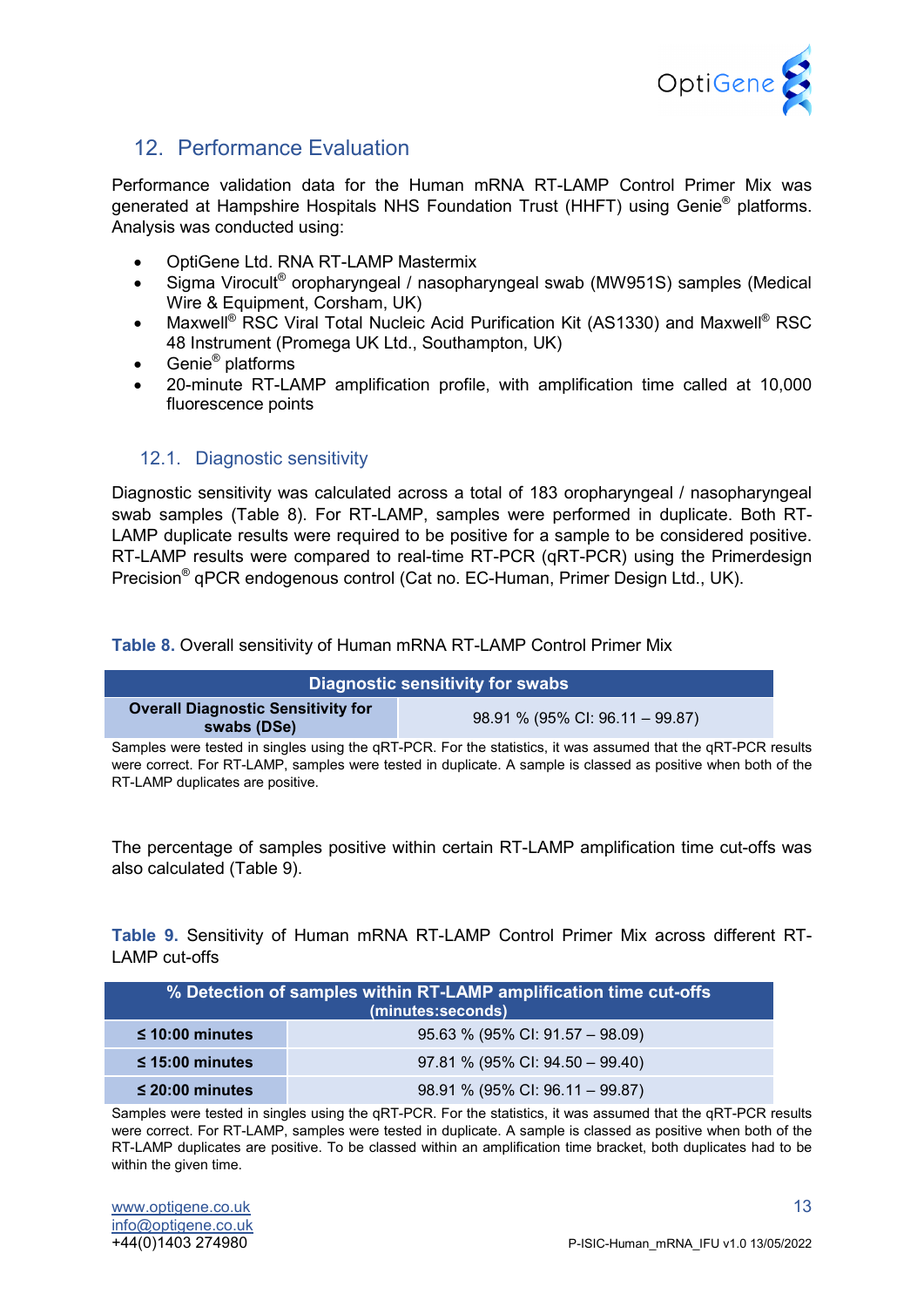## 12. Performance Evaluation

Performance validation data for the Human mRNA RT-LAMP Control Primer Mix was generated at Hampshire Hospitals NHS Foundation Trust (HHFT) using Genie® platforms. Analysis was conducted using:

- OptiGene Ltd. RNA RT-LAMP Mastermix
- Sigma Virocult® oropharyngeal / nasopharyngeal swab (MW951S) samples (Medical Wire & Equipment, Corsham, UK)
- Maxwell® RSC Viral Total Nucleic Acid Purification Kit (AS1330) and Maxwell® RSC 48 Instrument (Promega UK Ltd., Southampton, UK)
- Genie® platforms
- 20-minute RT-LAMP amplification profile, with amplification time called at 10,000 fluorescence points

### 12.1. Diagnostic sensitivity

Diagnostic sensitivity was calculated across a total of 183 oropharyngeal / nasopharyngeal swab samples (Table 8). For RT-LAMP, samples were performed in duplicate. Both RT-LAMP duplicate results were required to be positive for a sample to be considered positive. RT-LAMP results were compared to real-time RT-PCR (qRT-PCR) using the Primerdesign Precision® qPCR endogenous control (Cat no. EC-Human, Primer Design Ltd., UK).

**Table 8.** Overall sensitivity of Human mRNA RT-LAMP Control Primer Mix

| Diagnostic sensitivity for swabs | |
|---|---|
| **Overall Diagnostic Sensitivity for swabs (DSe)** | 98.91 % (95% CI: 96.11 – 99.87) |

Samples were tested in singles using the qRT-PCR. For the statistics, it was assumed that the qRT-PCR results were correct. For RT-LAMP, samples were tested in duplicate. A sample is classed as positive when both of the RT-LAMP duplicates are positive.

The percentage of samples positive within certain RT-LAMP amplification time cut-offs was also calculated (Table 9).

**Table 9.** Sensitivity of Human mRNA RT-LAMP Control Primer Mix across different RT-LAMP cut-offs

| % Detection of samples within RT-LAMP amplification time cut-offs (minutes:seconds) | |
|---|---|
| **≤ 10:00 minutes** | 95.63 % (95% CI: 91.57 – 98.09) |
| **≤ 15:00 minutes** | 97.81 % (95% CI: 94.50 – 99.40) |
| **≤ 20:00 minutes** | 98.91 % (95% CI: 96.11 – 99.87) |

Samples were tested in singles using the qRT-PCR. For the statistics, it was assumed that the qRT-PCR results were correct. For RT-LAMP, samples were tested in duplicate. A sample is classed as positive when both of the RT-LAMP duplicates are positive. To be classed within an amplification time bracket, both duplicates had to be within the given time.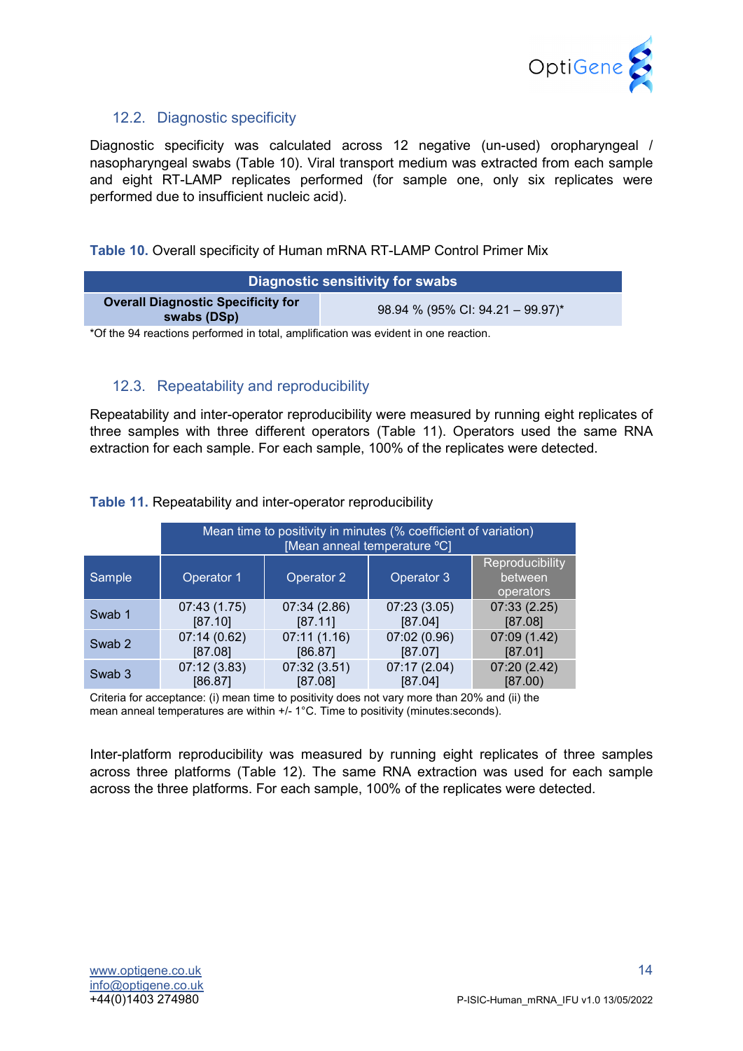## 12.2. Diagnostic specificity

Diagnostic specificity was calculated across 12 negative (un-used) oropharyngeal / nasopharyngeal swabs (Table 10). Viral transport medium was extracted from each sample and eight RT-LAMP replicates performed (for sample one, only six replicates were performed due to insufficient nucleic acid).

**Table 10.** Overall specificity of Human mRNA RT-LAMP Control Primer Mix

| Diagnostic sensitivity for swabs | |
|---|---|
| **Overall Diagnostic Specificity for swabs (DSp)** | 98.94 % (95% CI: 94.21 – 99.97)* |

*Of the 94 reactions performed in total, amplification was evident in one reaction.

## 12.3. Repeatability and reproducibility

Repeatability and inter-operator reproducibility were measured by running eight replicates of three samples with three different operators (Table 11). Operators used the same RNA extraction for each sample. For each sample, 100% of the replicates were detected.

**Table 11.** Repeatability and inter-operator reproducibility

| | Mean time to positivity in minutes (% coefficient of variation) [Mean anneal temperature °C] | | | |
|---|---|---|---|---|
| Sample | Operator 1 | Operator 2 | Operator 3 | Reproducibility between operators |
| Swab 1 | 07:43 (1.75) [87.10] | 07:34 (2.86) [87.11] | 07:23 (3.05) [87.04] | 07:33 (2.25) [87.08] |
| Swab 2 | 07:14 (0.62) [87.08] | 07:11 (1.16) [86.87] | 07:02 (0.96) [87.07] | 07:09 (1.42) [87.01] |
| Swab 3 | 07:12 (3.83) [86.87] | 07:32 (3.51) [87.08] | 07:17 (2.04) [87.04] | 07:20 (2.42) [87.00] |

Criteria for acceptance: (i) mean time to positivity does not vary more than 20% and (ii) the mean anneal temperatures are within +/- 1°C. Time to positivity (minutes:seconds).

Inter-platform reproducibility was measured by running eight replicates of three samples across three platforms (Table 12). The same RNA extraction was used for each sample across the three platforms. For each sample, 100% of the replicates were detected.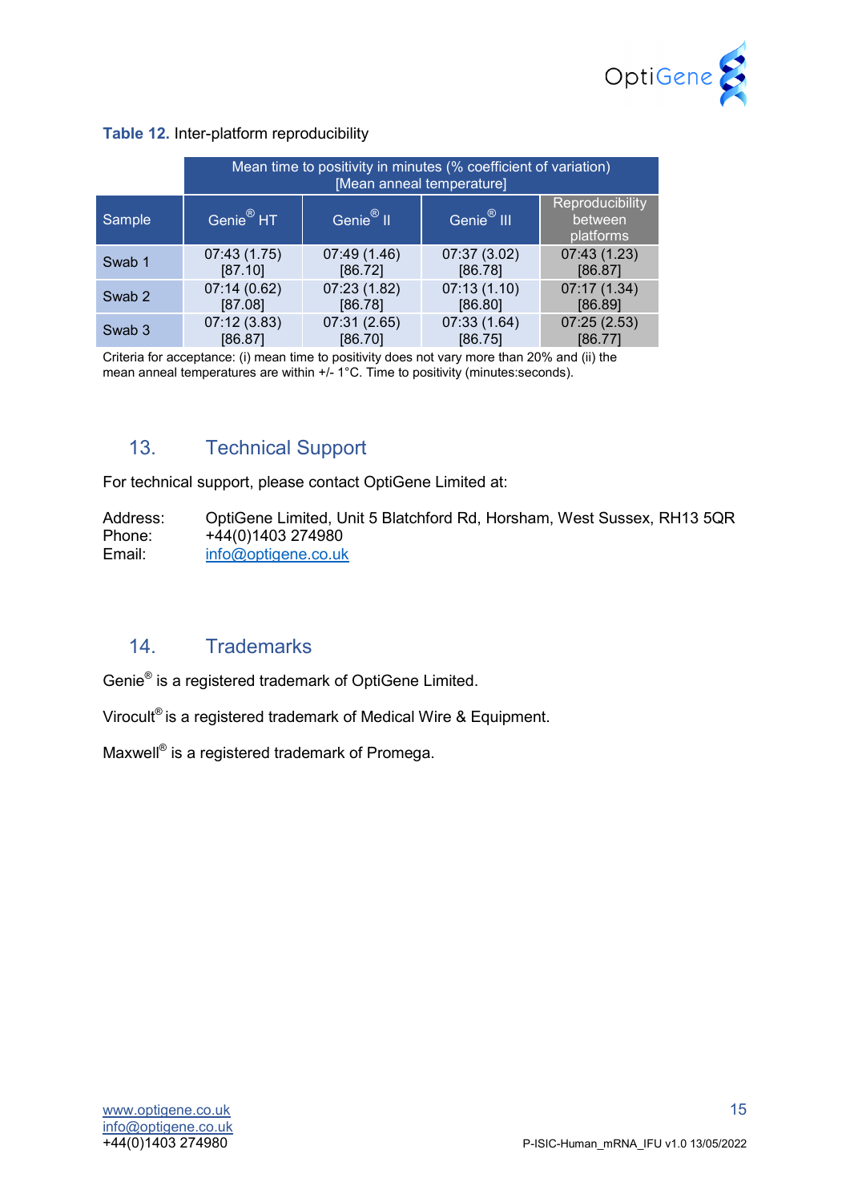**Table 12.** Inter-platform reproducibility

| | Mean time to positivity in minutes (% coefficient of variation) [Mean anneal temperature] | | | |
|---|---|---|---|---|
| Sample | Genie® HT | Genie® II | Genie® III | Reproducibility between platforms |
| Swab 1 | 07:43 (1.75) [87.10] | 07:49 (1.46) [86.72] | 07:37 (3.02) [86.78] | 07:43 (1.23) [86.87] |
| Swab 2 | 07:14 (0.62) [87.08] | 07:23 (1.82) [86.78] | 07:13 (1.10) [86.80] | 07:17 (1.34) [86.89] |
| Swab 3 | 07:12 (3.83) [86.87] | 07:31 (2.65) [86.70] | 07:33 (1.64) [86.75] | 07:25 (2.53) [86.77] |

Criteria for acceptance: (i) mean time to positivity does not vary more than 20% and (ii) the mean anneal temperatures are within +/- 1°C. Time to positivity (minutes:seconds).

## 13. Technical Support

For technical support, please contact OptiGene Limited at:

Address: OptiGene Limited, Unit 5 Blatchford Rd, Horsham, West Sussex, RH13 5QR
Phone: +44(0)1403 274980
Email: info@optigene.co.uk

## 14. Trademarks

Genie® is a registered trademark of OptiGene Limited.

Virocult® is a registered trademark of Medical Wire & Equipment.

Maxwell® is a registered trademark of Promega.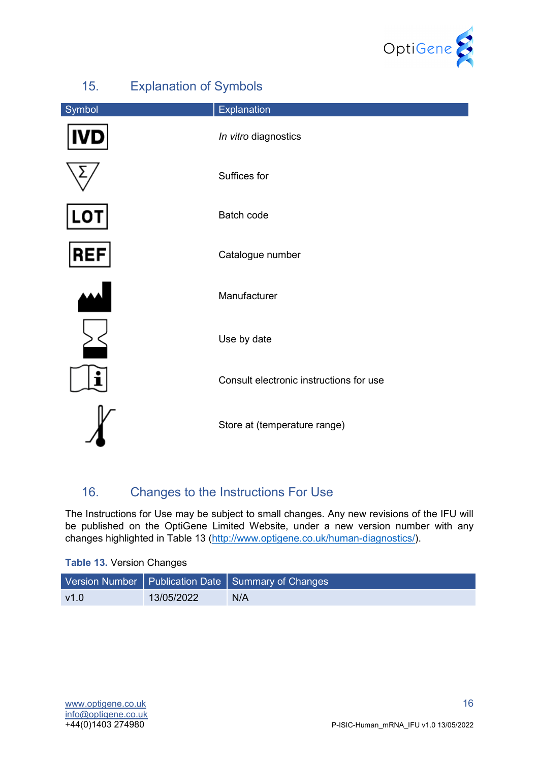## 15. Explanation of Symbols

| Symbol | Explanation |
|---|---|
| IVD | *In vitro* diagnostics |
| Σ | Suffices for |
| LOT | Batch code |
| REF | Catalogue number |
| | Manufacturer |
| | Use by date |
| | Consult electronic instructions for use |
| | Store at (temperature range) |

## 16. Changes to the Instructions For Use

The Instructions for Use may be subject to small changes. Any new revisions of the IFU will be published on the OptiGene Limited Website, under a new version number with any changes highlighted in Table 13 (http://www.optigene.co.uk/human-diagnostics/).

**Table 13.** Version Changes

| Version Number | Publication Date | Summary of Changes |
|---|---|---|
| v1.0 | 13/05/2022 | N/A |

www.optigene.co.uk
info@optigene.co.uk
+44(0)1403 274980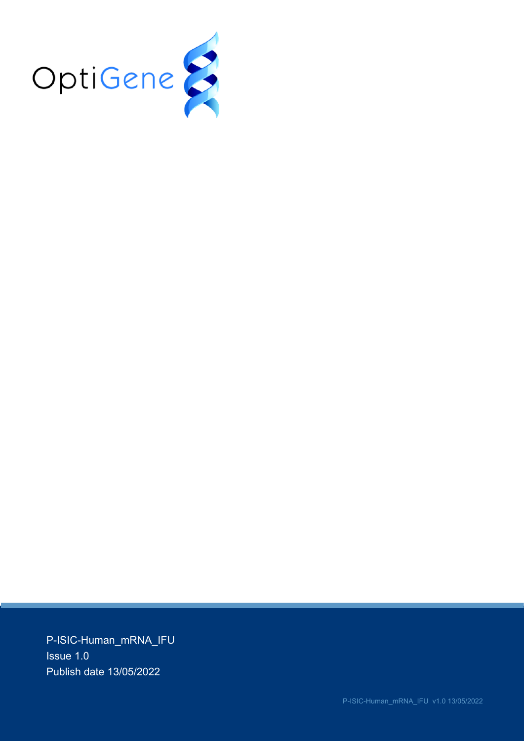OptiGene

P-ISIC-Human_mRNA_IFU
Issue 1.0
Publish date 13/05/2022